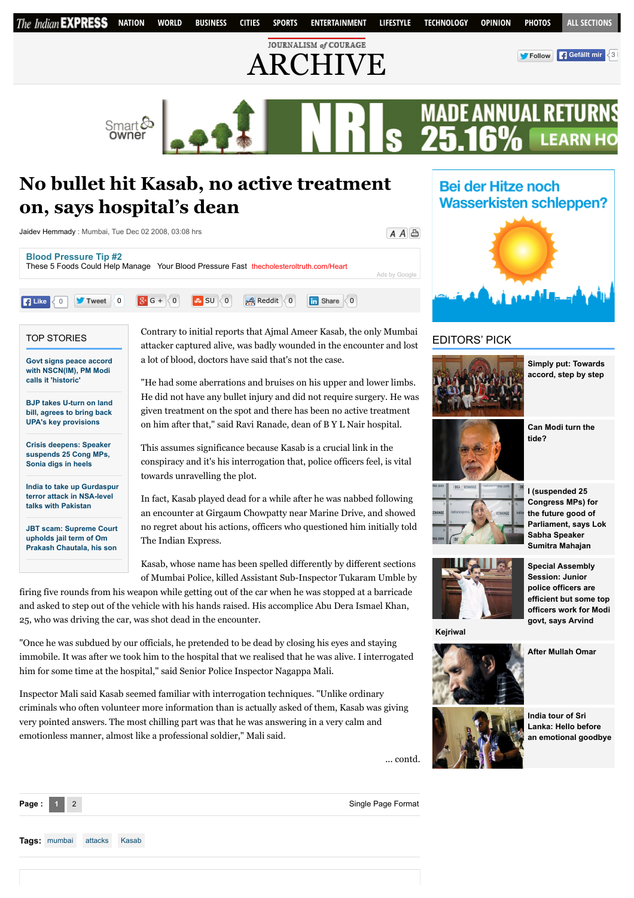# No bullet hit Kasab, no active treatment on, says hospital's dean

Jaidev Hemmady : Mumbai, Tue Dec 02 2008, 03:08 hrs

Contrary to initial reports that Ajmal Ameer Kasab, the only Mumbai attacker captured alive, was badly wounded in the encounter and lost a lot of blood, doctors have said that's not the case.

"He had some aberrations and bruises on his upper and lower limbs. He did not have any bullet injury and did not require surgery. He was given treatment on the spot and there has been no active treatment on him after that," said Ravi Ranade, dean of B Y L Nair hospital.

This assumes significance because Kasab is a crucial link in the conspiracy and it's his interrogation that, police officers feel, is vital towards unravelling the plot.

In fact, Kasab played dead for a while after he was nabbed following an encounter at Girgaum Chowpatty near Marine Drive, and showed no regret about his actions, officers who questioned him initially told The Indian Express.

Kasab, whose name has been spelled differently by different sections of Mumbai Police, killed Assistant Sub-Inspector Tukaram Umble by firing five rounds from his weapon while getting out of the car when he was stopped at a barricade and asked to step out of the vehicle with his hands raised. His accomplice Abu Dera Ismael Khan, 25, who was driving the car, was shot dead in the encounter.

"Once he was subdued by our officials, he pretended to be dead by closing his eyes and staying immobile. It was after we took him to the hospital that we realised that he was alive. I interrogated him for some time at the hospital," said Senior Police Inspector Nagappa Mali.

Inspector Mali said Kasab seemed familiar with interrogation techniques. "Unlike ordinary criminals who often volunteer more information than is actually asked of them, Kasab was giving very pointed answers. The most chilling part was that he was answering in a very calm and emotionless manner, almost like a professional soldier," Mali said.

... contd.

Tags: mumbai, attacks, Kasab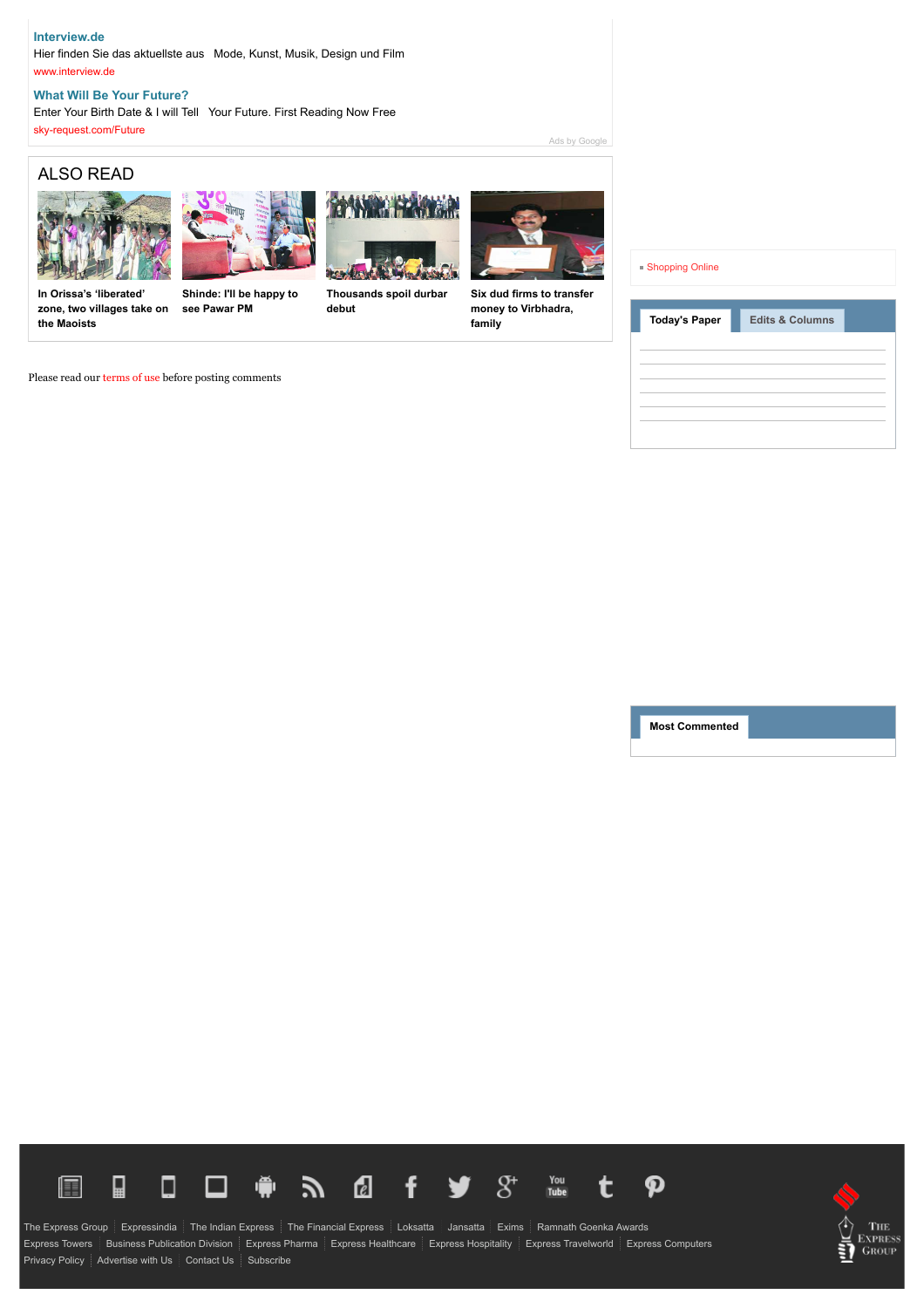**Interview.de**
Hier finden Sie das aktuellste aus Mode, Kunst, Musik, Design und Film
www.interview.de

**What Will Be Your Future?**
Enter Your Birth Date & I will Tell Your Future. First Reading Now Free
sky-request.com/Future

Ads by Google

## ALSO READ

**In Orissa's 'liberated' zone, two villages take on the Maoists**

**Shinde: I'll be happy to see Pawar PM**

**Thousands spoil durbar debut**

**Six dud firms to transfer money to Virbhadra, family**

Please read our terms of use before posting comments

- Shopping Online

**Today's Paper** | Edits & Columns

**Most Commented**

The Express Group | Expressindia | The Indian Express | The Financial Express | Loksatta | Jansatta | Exims | Ramnath Goenka Awards
Express Towers | Business Publication Division | Express Pharma | Express Healthcare | Express Hospitality | Express Travelworld | Express Computers
Privacy Policy | Advertise with Us | Contact Us | Subscribe

The Express Group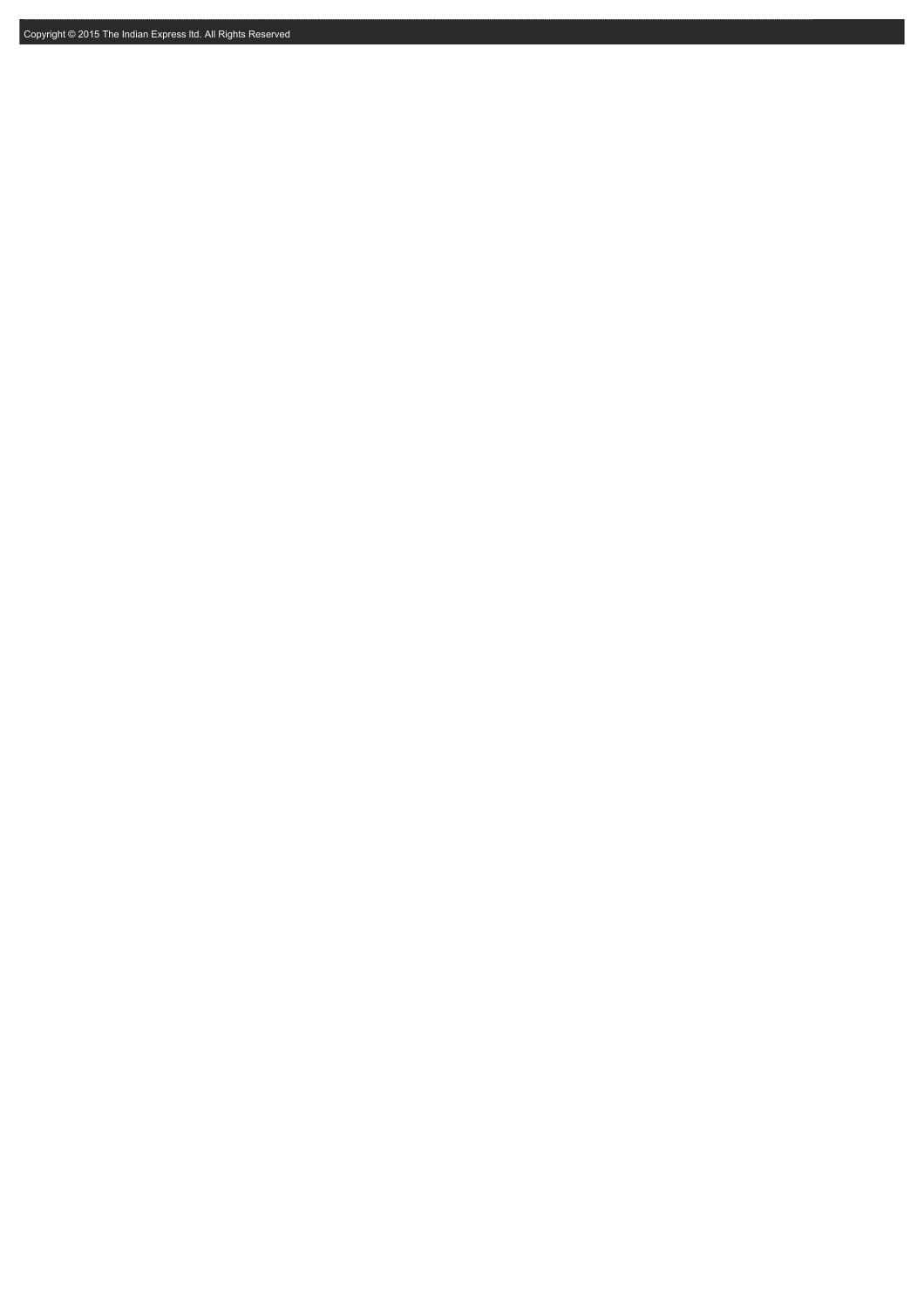Copyright © 2015 The Indian Express ltd. All Rights Reserved